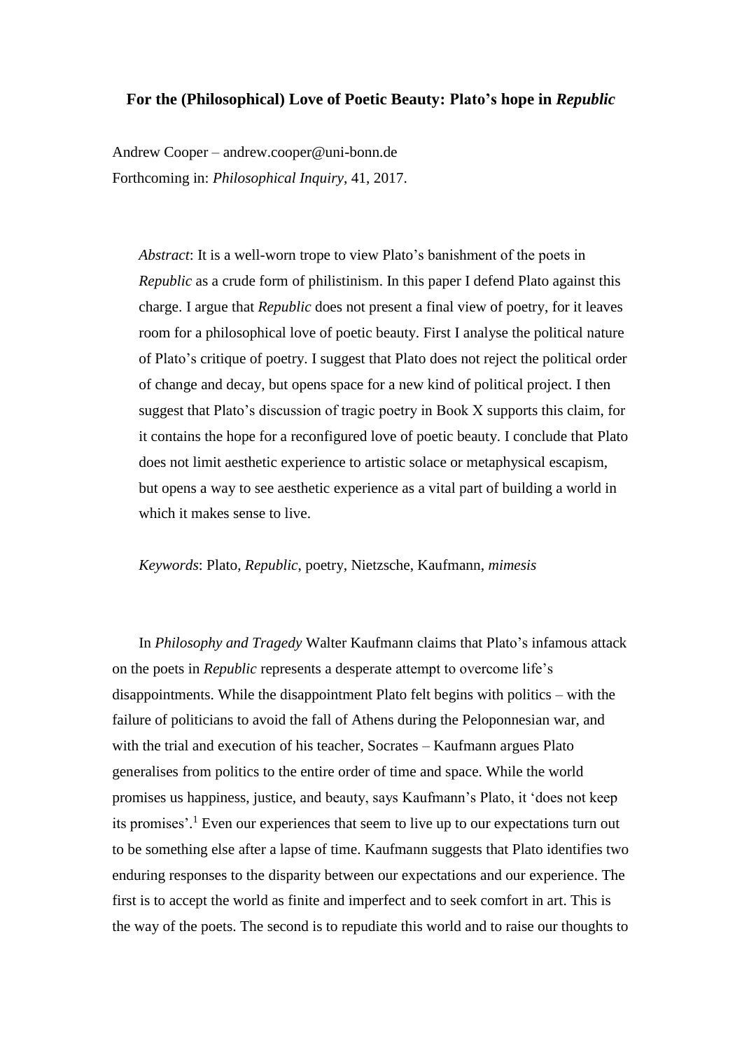# For the (Philosophical) Love of Poetic Beauty: Plato's hope in *Republic*

Andrew Cooper – andrew.cooper@uni-bonn.de

Forthcoming in: *Philosophical Inquiry*, 41, 2017.

*Abstract*: It is a well-worn trope to view Plato's banishment of the poets in *Republic* as a crude form of philistinism. In this paper I defend Plato against this charge. I argue that *Republic* does not present a final view of poetry, for it leaves room for a philosophical love of poetic beauty. First I analyse the political nature of Plato's critique of poetry. I suggest that Plato does not reject the political order of change and decay, but opens space for a new kind of political project. I then suggest that Plato's discussion of tragic poetry in Book X supports this claim, for it contains the hope for a reconfigured love of poetic beauty. I conclude that Plato does not limit aesthetic experience to artistic solace or metaphysical escapism, but opens a way to see aesthetic experience as a vital part of building a world in which it makes sense to live.

*Keywords*: Plato, *Republic*, poetry, Nietzsche, Kaufmann, *mimesis*

In *Philosophy and Tragedy* Walter Kaufmann claims that Plato's infamous attack on the poets in *Republic* represents a desperate attempt to overcome life's disappointments. While the disappointment Plato felt begins with politics – with the failure of politicians to avoid the fall of Athens during the Peloponnesian war, and with the trial and execution of his teacher, Socrates – Kaufmann argues Plato generalises from politics to the entire order of time and space. While the world promises us happiness, justice, and beauty, says Kaufmann's Plato, it 'does not keep its promises'.[1] Even our experiences that seem to live up to our expectations turn out to be something else after a lapse of time. Kaufmann suggests that Plato identifies two enduring responses to the disparity between our expectations and our experience. The first is to accept the world as finite and imperfect and to seek comfort in art. This is the way of the poets. The second is to repudiate this world and to raise our thoughts to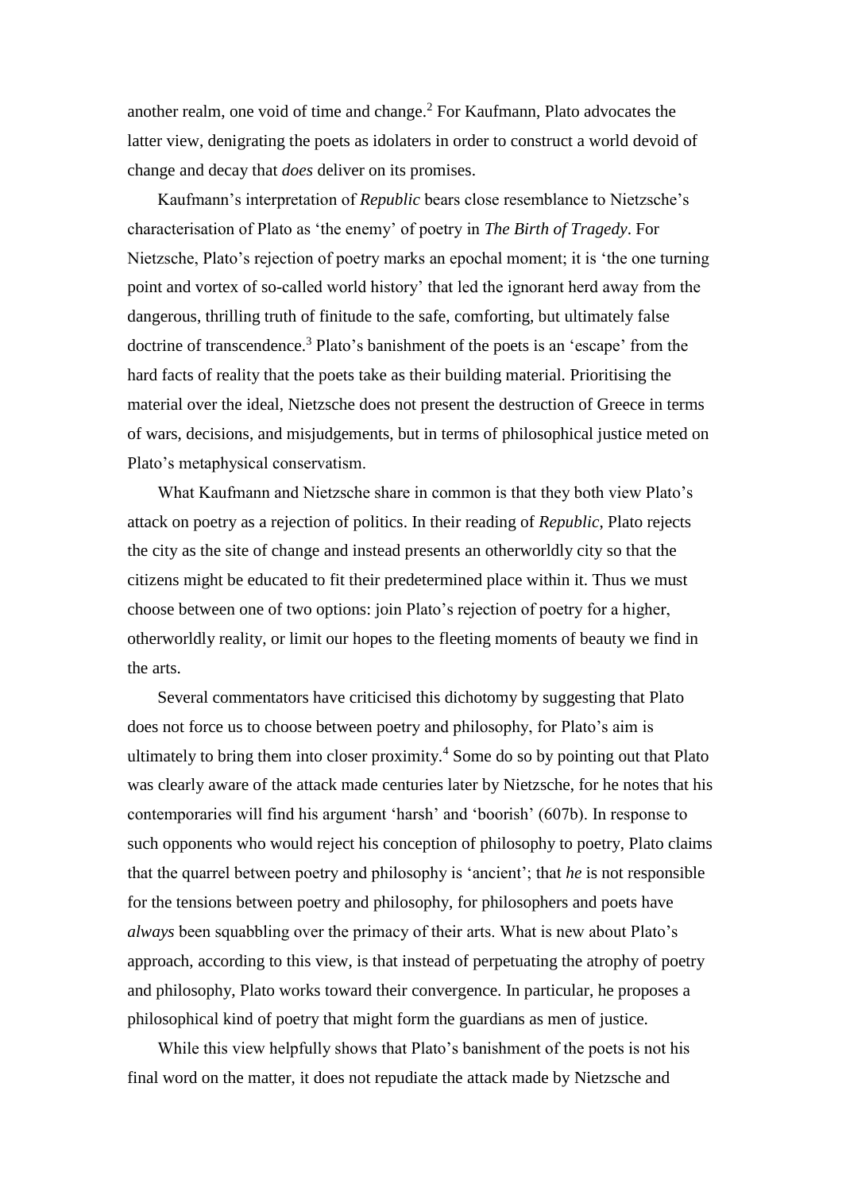another realm, one void of time and change.[2] For Kaufmann, Plato advocates the latter view, denigrating the poets as idolaters in order to construct a world devoid of change and decay that *does* deliver on its promises.

Kaufmann's interpretation of *Republic* bears close resemblance to Nietzsche's characterisation of Plato as 'the enemy' of poetry in *The Birth of Tragedy*. For Nietzsche, Plato's rejection of poetry marks an epochal moment; it is 'the one turning point and vortex of so-called world history' that led the ignorant herd away from the dangerous, thrilling truth of finitude to the safe, comforting, but ultimately false doctrine of transcendence.[3] Plato's banishment of the poets is an 'escape' from the hard facts of reality that the poets take as their building material. Prioritising the material over the ideal, Nietzsche does not present the destruction of Greece in terms of wars, decisions, and misjudgements, but in terms of philosophical justice meted on Plato's metaphysical conservatism.

What Kaufmann and Nietzsche share in common is that they both view Plato's attack on poetry as a rejection of politics. In their reading of *Republic*, Plato rejects the city as the site of change and instead presents an otherworldly city so that the citizens might be educated to fit their predetermined place within it. Thus we must choose between one of two options: join Plato's rejection of poetry for a higher, otherworldly reality, or limit our hopes to the fleeting moments of beauty we find in the arts.

Several commentators have criticised this dichotomy by suggesting that Plato does not force us to choose between poetry and philosophy, for Plato's aim is ultimately to bring them into closer proximity.[4] Some do so by pointing out that Plato was clearly aware of the attack made centuries later by Nietzsche, for he notes that his contemporaries will find his argument 'harsh' and 'boorish' (607b). In response to such opponents who would reject his conception of philosophy to poetry, Plato claims that the quarrel between poetry and philosophy is 'ancient'; that *he* is not responsible for the tensions between poetry and philosophy, for philosophers and poets have *always* been squabbling over the primacy of their arts. What is new about Plato's approach, according to this view, is that instead of perpetuating the atrophy of poetry and philosophy, Plato works toward their convergence. In particular, he proposes a philosophical kind of poetry that might form the guardians as men of justice.

While this view helpfully shows that Plato's banishment of the poets is not his final word on the matter, it does not repudiate the attack made by Nietzsche and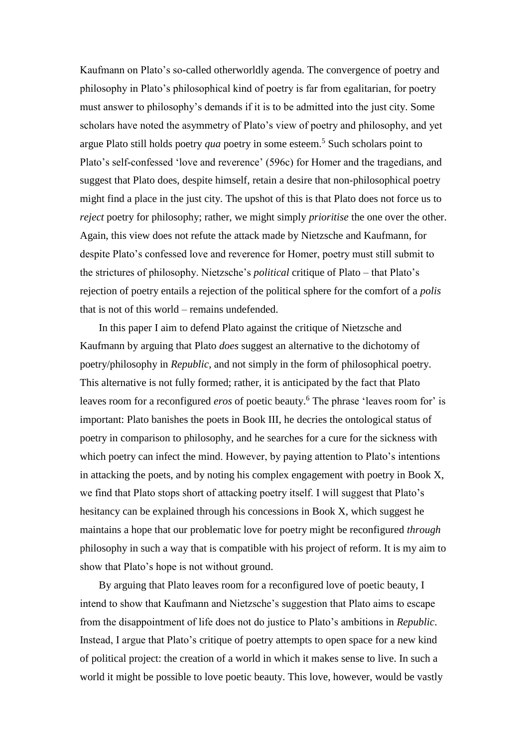Kaufmann on Plato's so-called otherworldly agenda. The convergence of poetry and philosophy in Plato's philosophical kind of poetry is far from egalitarian, for poetry must answer to philosophy's demands if it is to be admitted into the just city. Some scholars have noted the asymmetry of Plato's view of poetry and philosophy, and yet argue Plato still holds poetry *qua* poetry in some esteem.[5] Such scholars point to Plato's self-confessed 'love and reverence' (596c) for Homer and the tragedians, and suggest that Plato does, despite himself, retain a desire that non-philosophical poetry might find a place in the just city. The upshot of this is that Plato does not force us to *reject* poetry for philosophy; rather, we might simply *prioritise* the one over the other. Again, this view does not refute the attack made by Nietzsche and Kaufmann, for despite Plato's confessed love and reverence for Homer, poetry must still submit to the strictures of philosophy. Nietzsche's *political* critique of Plato – that Plato's rejection of poetry entails a rejection of the political sphere for the comfort of a *polis* that is not of this world – remains undefended.

In this paper I aim to defend Plato against the critique of Nietzsche and Kaufmann by arguing that Plato *does* suggest an alternative to the dichotomy of poetry/philosophy in *Republic*, and not simply in the form of philosophical poetry. This alternative is not fully formed; rather, it is anticipated by the fact that Plato leaves room for a reconfigured *eros* of poetic beauty.[6] The phrase 'leaves room for' is important: Plato banishes the poets in Book III, he decries the ontological status of poetry in comparison to philosophy, and he searches for a cure for the sickness with which poetry can infect the mind. However, by paying attention to Plato's intentions in attacking the poets, and by noting his complex engagement with poetry in Book X, we find that Plato stops short of attacking poetry itself. I will suggest that Plato's hesitancy can be explained through his concessions in Book X, which suggest he maintains a hope that our problematic love for poetry might be reconfigured *through* philosophy in such a way that is compatible with his project of reform. It is my aim to show that Plato's hope is not without ground.

By arguing that Plato leaves room for a reconfigured love of poetic beauty, I intend to show that Kaufmann and Nietzsche's suggestion that Plato aims to escape from the disappointment of life does not do justice to Plato's ambitions in *Republic*. Instead, I argue that Plato's critique of poetry attempts to open space for a new kind of political project: the creation of a world in which it makes sense to live. In such a world it might be possible to love poetic beauty. This love, however, would be vastly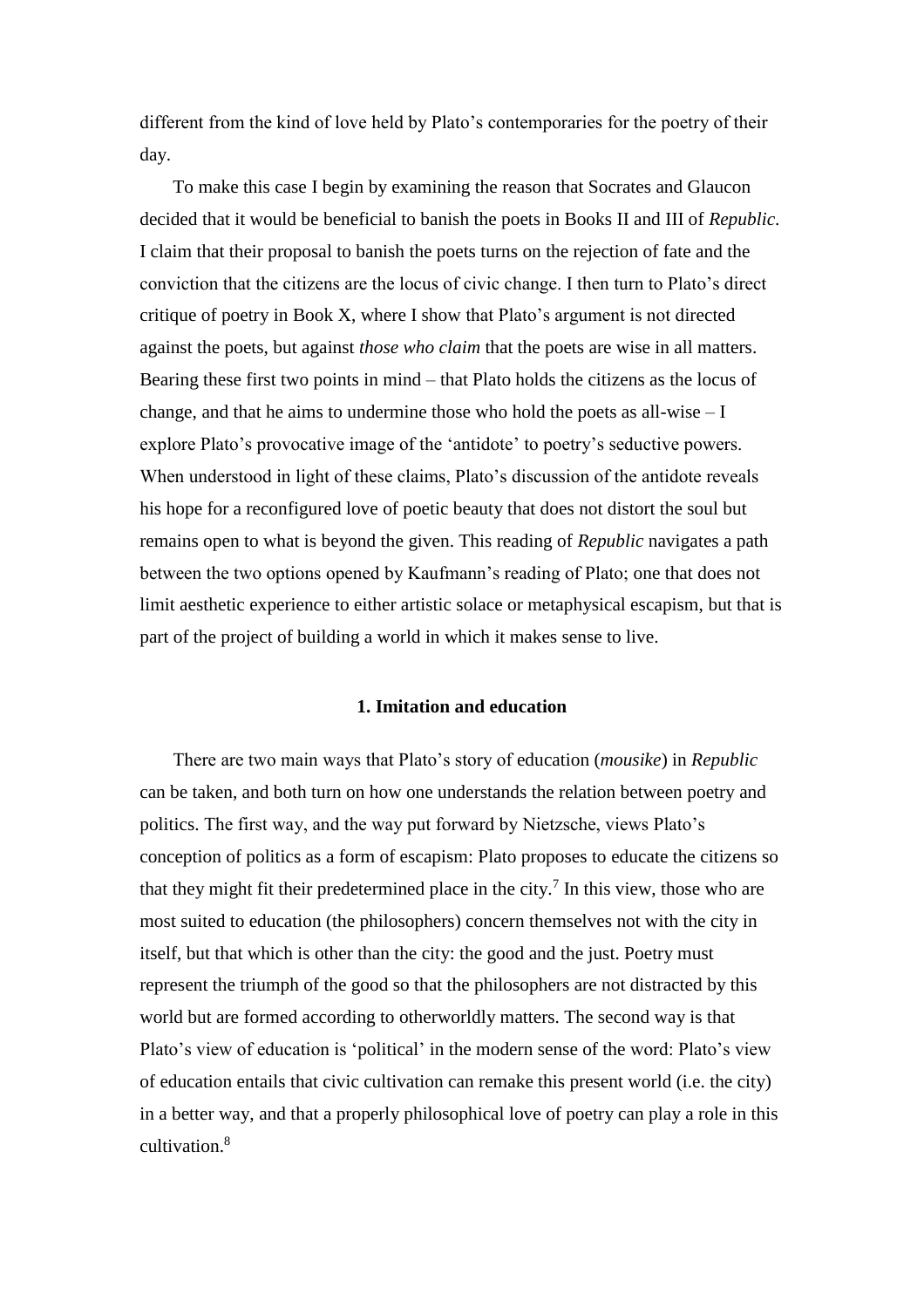different from the kind of love held by Plato's contemporaries for the poetry of their day.

To make this case I begin by examining the reason that Socrates and Glaucon decided that it would be beneficial to banish the poets in Books II and III of *Republic*. I claim that their proposal to banish the poets turns on the rejection of fate and the conviction that the citizens are the locus of civic change. I then turn to Plato's direct critique of poetry in Book X, where I show that Plato's argument is not directed against the poets, but against *those who claim* that the poets are wise in all matters. Bearing these first two points in mind – that Plato holds the citizens as the locus of change, and that he aims to undermine those who hold the poets as all-wise – I explore Plato's provocative image of the 'antidote' to poetry's seductive powers. When understood in light of these claims, Plato's discussion of the antidote reveals his hope for a reconfigured love of poetic beauty that does not distort the soul but remains open to what is beyond the given. This reading of *Republic* navigates a path between the two options opened by Kaufmann's reading of Plato; one that does not limit aesthetic experience to either artistic solace or metaphysical escapism, but that is part of the project of building a world in which it makes sense to live.

## 1. Imitation and education

There are two main ways that Plato's story of education (*mousike*) in *Republic* can be taken, and both turn on how one understands the relation between poetry and politics. The first way, and the way put forward by Nietzsche, views Plato's conception of politics as a form of escapism: Plato proposes to educate the citizens so that they might fit their predetermined place in the city.[7] In this view, those who are most suited to education (the philosophers) concern themselves not with the city in itself, but that which is other than the city: the good and the just. Poetry must represent the triumph of the good so that the philosophers are not distracted by this world but are formed according to otherworldly matters. The second way is that Plato's view of education is 'political' in the modern sense of the word: Plato's view of education entails that civic cultivation can remake this present world (i.e. the city) in a better way, and that a properly philosophical love of poetry can play a role in this cultivation.[8]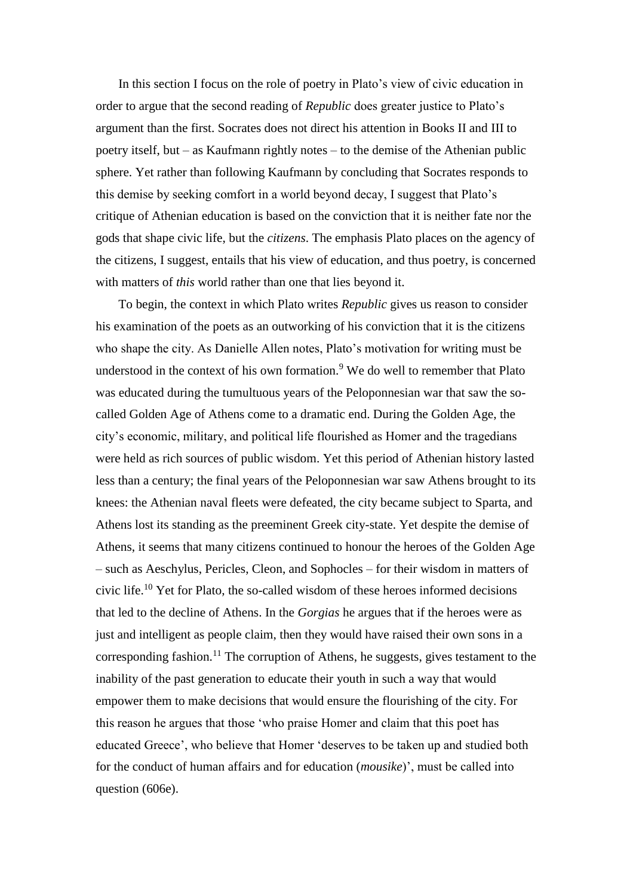In this section I focus on the role of poetry in Plato's view of civic education in order to argue that the second reading of *Republic* does greater justice to Plato's argument than the first. Socrates does not direct his attention in Books II and III to poetry itself, but – as Kaufmann rightly notes – to the demise of the Athenian public sphere. Yet rather than following Kaufmann by concluding that Socrates responds to this demise by seeking comfort in a world beyond decay, I suggest that Plato's critique of Athenian education is based on the conviction that it is neither fate nor the gods that shape civic life, but the *citizens*. The emphasis Plato places on the agency of the citizens, I suggest, entails that his view of education, and thus poetry, is concerned with matters of *this* world rather than one that lies beyond it.

To begin, the context in which Plato writes *Republic* gives us reason to consider his examination of the poets as an outworking of his conviction that it is the citizens who shape the city. As Danielle Allen notes, Plato's motivation for writing must be understood in the context of his own formation.[9] We do well to remember that Plato was educated during the tumultuous years of the Peloponnesian war that saw the so-called Golden Age of Athens come to a dramatic end. During the Golden Age, the city's economic, military, and political life flourished as Homer and the tragedians were held as rich sources of public wisdom. Yet this period of Athenian history lasted less than a century; the final years of the Peloponnesian war saw Athens brought to its knees: the Athenian naval fleets were defeated, the city became subject to Sparta, and Athens lost its standing as the preeminent Greek city-state. Yet despite the demise of Athens, it seems that many citizens continued to honour the heroes of the Golden Age – such as Aeschylus, Pericles, Cleon, and Sophocles – for their wisdom in matters of civic life.[10] Yet for Plato, the so-called wisdom of these heroes informed decisions that led to the decline of Athens. In the *Gorgias* he argues that if the heroes were as just and intelligent as people claim, then they would have raised their own sons in a corresponding fashion.[11] The corruption of Athens, he suggests, gives testament to the inability of the past generation to educate their youth in such a way that would empower them to make decisions that would ensure the flourishing of the city. For this reason he argues that those 'who praise Homer and claim that this poet has educated Greece', who believe that Homer 'deserves to be taken up and studied both for the conduct of human affairs and for education (*mousike*)', must be called into question (606e).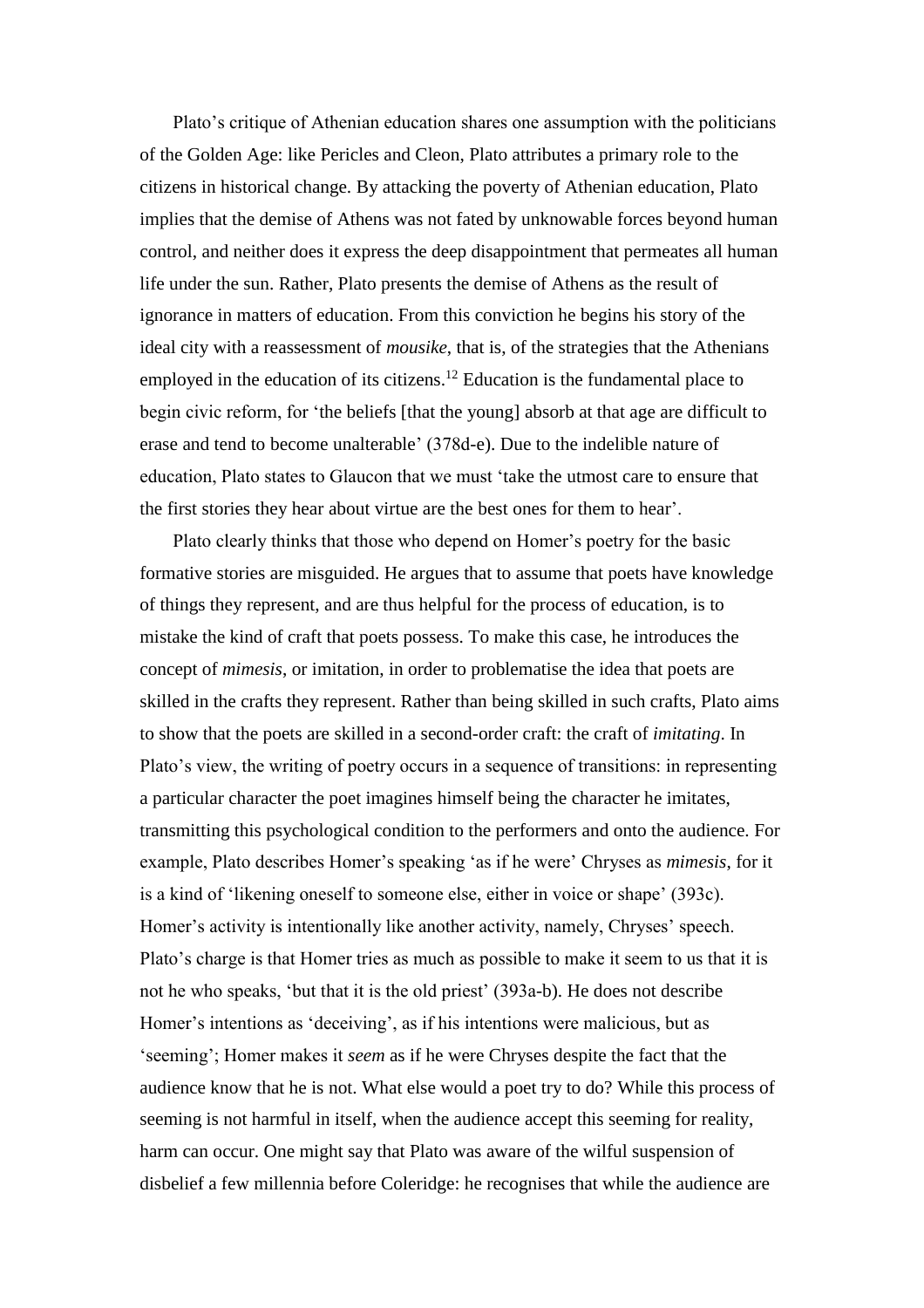Plato's critique of Athenian education shares one assumption with the politicians of the Golden Age: like Pericles and Cleon, Plato attributes a primary role to the citizens in historical change. By attacking the poverty of Athenian education, Plato implies that the demise of Athens was not fated by unknowable forces beyond human control, and neither does it express the deep disappointment that permeates all human life under the sun. Rather, Plato presents the demise of Athens as the result of ignorance in matters of education. From this conviction he begins his story of the ideal city with a reassessment of *mousike*, that is, of the strategies that the Athenians employed in the education of its citizens.[12] Education is the fundamental place to begin civic reform, for 'the beliefs [that the young] absorb at that age are difficult to erase and tend to become unalterable' (378d-e). Due to the indelible nature of education, Plato states to Glaucon that we must 'take the utmost care to ensure that the first stories they hear about virtue are the best ones for them to hear'.

Plato clearly thinks that those who depend on Homer's poetry for the basic formative stories are misguided. He argues that to assume that poets have knowledge of things they represent, and are thus helpful for the process of education, is to mistake the kind of craft that poets possess. To make this case, he introduces the concept of *mimesis*, or imitation, in order to problematise the idea that poets are skilled in the crafts they represent. Rather than being skilled in such crafts, Plato aims to show that the poets are skilled in a second-order craft: the craft of *imitating*. In Plato's view, the writing of poetry occurs in a sequence of transitions: in representing a particular character the poet imagines himself being the character he imitates, transmitting this psychological condition to the performers and onto the audience. For example, Plato describes Homer's speaking 'as if he were' Chryses as *mimesis*, for it is a kind of 'likening oneself to someone else, either in voice or shape' (393c). Homer's activity is intentionally like another activity, namely, Chryses' speech. Plato's charge is that Homer tries as much as possible to make it seem to us that it is not he who speaks, 'but that it is the old priest' (393a-b). He does not describe Homer's intentions as 'deceiving', as if his intentions were malicious, but as 'seeming'; Homer makes it *seem* as if he were Chryses despite the fact that the audience know that he is not. What else would a poet try to do? While this process of seeming is not harmful in itself, when the audience accept this seeming for reality, harm can occur. One might say that Plato was aware of the wilful suspension of disbelief a few millennia before Coleridge: he recognises that while the audience are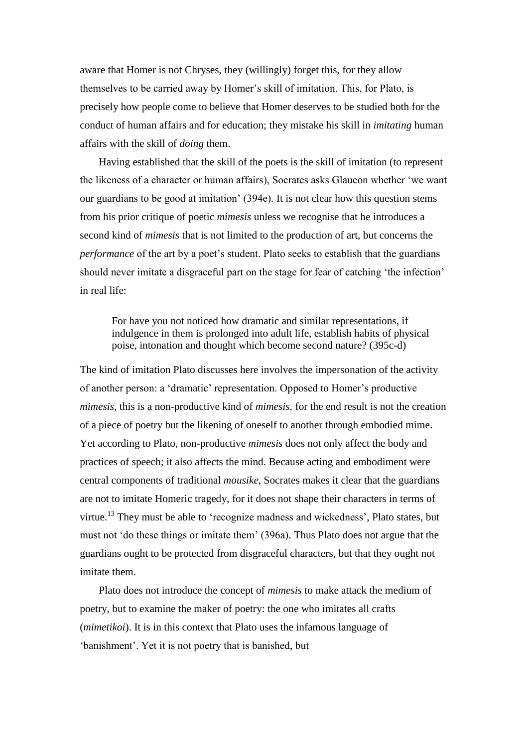aware that Homer is not Chryses, they (willingly) forget this, for they allow themselves to be carried away by Homer's skill of imitation. This, for Plato, is precisely how people come to believe that Homer deserves to be studied both for the conduct of human affairs and for education; they mistake his skill in *imitating* human affairs with the skill of *doing* them.

Having established that the skill of the poets is the skill of imitation (to represent the likeness of a character or human affairs), Socrates asks Glaucon whether 'we want our guardians to be good at imitation' (394e). It is not clear how this question stems from his prior critique of poetic *mimesis* unless we recognise that he introduces a second kind of *mimesis* that is not limited to the production of art, but concerns the *performance* of the art by a poet's student. Plato seeks to establish that the guardians should never imitate a disgraceful part on the stage for fear of catching 'the infection' in real life:

> For have you not noticed how dramatic and similar representations, if indulgence in them is prolonged into adult life, establish habits of physical poise, intonation and thought which become second nature? (395c-d)

The kind of imitation Plato discusses here involves the impersonation of the activity of another person: a 'dramatic' representation. Opposed to Homer's productive *mimesis*, this is a non-productive kind of *mimesis*, for the end result is not the creation of a piece of poetry but the likening of oneself to another through embodied mime. Yet according to Plato, non-productive *mimesis* does not only affect the body and practices of speech; it also affects the mind. Because acting and embodiment were central components of traditional *mousike*, Socrates makes it clear that the guardians are not to imitate Homeric tragedy, for it does not shape their characters in terms of virtue.[13] They must be able to 'recognize madness and wickedness', Plato states, but must not 'do these things or imitate them' (396a). Thus Plato does not argue that the guardians ought to be protected from disgraceful characters, but that they ought not imitate them.

Plato does not introduce the concept of *mimesis* to make attack the medium of poetry, but to examine the maker of poetry: the one who imitates all crafts (*mimetikoi*). It is in this context that Plato uses the infamous language of 'banishment'. Yet it is not poetry that is banished, but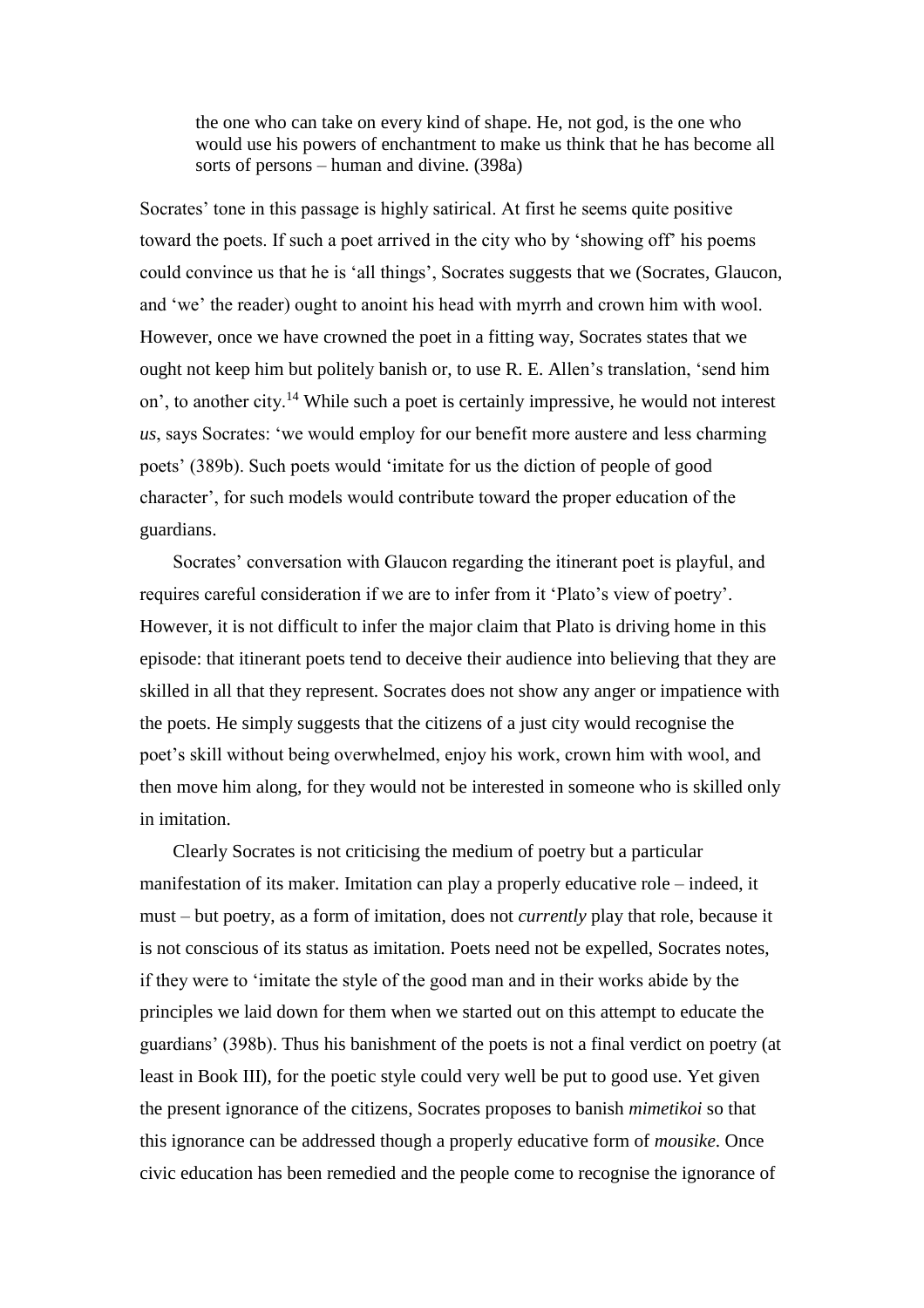> the one who can take on every kind of shape. He, not god, is the one who would use his powers of enchantment to make us think that he has become all sorts of persons – human and divine. (398a)

Socrates' tone in this passage is highly satirical. At first he seems quite positive toward the poets. If such a poet arrived in the city who by 'showing off' his poems could convince us that he is 'all things', Socrates suggests that we (Socrates, Glaucon, and 'we' the reader) ought to anoint his head with myrrh and crown him with wool. However, once we have crowned the poet in a fitting way, Socrates states that we ought not keep him but politely banish or, to use R. E. Allen's translation, 'send him on', to another city.[14] While such a poet is certainly impressive, he would not interest *us*, says Socrates: 'we would employ for our benefit more austere and less charming poets' (389b). Such poets would 'imitate for us the diction of people of good character', for such models would contribute toward the proper education of the guardians.

Socrates' conversation with Glaucon regarding the itinerant poet is playful, and requires careful consideration if we are to infer from it 'Plato's view of poetry'. However, it is not difficult to infer the major claim that Plato is driving home in this episode: that itinerant poets tend to deceive their audience into believing that they are skilled in all that they represent. Socrates does not show any anger or impatience with the poets. He simply suggests that the citizens of a just city would recognise the poet's skill without being overwhelmed, enjoy his work, crown him with wool, and then move him along, for they would not be interested in someone who is skilled only in imitation.

Clearly Socrates is not criticising the medium of poetry but a particular manifestation of its maker. Imitation can play a properly educative role – indeed, it must – but poetry, as a form of imitation, does not *currently* play that role, because it is not conscious of its status as imitation. Poets need not be expelled, Socrates notes, if they were to 'imitate the style of the good man and in their works abide by the principles we laid down for them when we started out on this attempt to educate the guardians' (398b). Thus his banishment of the poets is not a final verdict on poetry (at least in Book III), for the poetic style could very well be put to good use. Yet given the present ignorance of the citizens, Socrates proposes to banish *mimetikoi* so that this ignorance can be addressed though a properly educative form of *mousike*. Once civic education has been remedied and the people come to recognise the ignorance of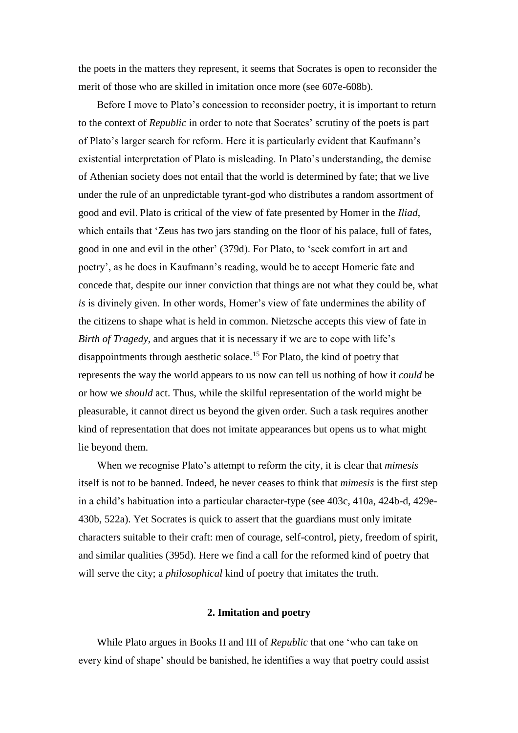the poets in the matters they represent, it seems that Socrates is open to reconsider the merit of those who are skilled in imitation once more (see 607e-608b).

Before I move to Plato's concession to reconsider poetry, it is important to return to the context of *Republic* in order to note that Socrates' scrutiny of the poets is part of Plato's larger search for reform. Here it is particularly evident that Kaufmann's existential interpretation of Plato is misleading. In Plato's understanding, the demise of Athenian society does not entail that the world is determined by fate; that we live under the rule of an unpredictable tyrant-god who distributes a random assortment of good and evil. Plato is critical of the view of fate presented by Homer in the *Iliad*, which entails that 'Zeus has two jars standing on the floor of his palace, full of fates, good in one and evil in the other' (379d). For Plato, to 'seek comfort in art and poetry', as he does in Kaufmann's reading, would be to accept Homeric fate and concede that, despite our inner conviction that things are not what they could be, what *is* is divinely given. In other words, Homer's view of fate undermines the ability of the citizens to shape what is held in common. Nietzsche accepts this view of fate in *Birth of Tragedy*, and argues that it is necessary if we are to cope with life's disappointments through aesthetic solace.[15] For Plato, the kind of poetry that represents the way the world appears to us now can tell us nothing of how it *could* be or how we *should* act. Thus, while the skilful representation of the world might be pleasurable, it cannot direct us beyond the given order. Such a task requires another kind of representation that does not imitate appearances but opens us to what might lie beyond them.

When we recognise Plato's attempt to reform the city, it is clear that *mimesis* itself is not to be banned. Indeed, he never ceases to think that *mimesis* is the first step in a child's habituation into a particular character-type (see 403c, 410a, 424b-d, 429e-430b, 522a). Yet Socrates is quick to assert that the guardians must only imitate characters suitable to their craft: men of courage, self-control, piety, freedom of spirit, and similar qualities (395d). Here we find a call for the reformed kind of poetry that will serve the city; a *philosophical* kind of poetry that imitates the truth.

## 2. Imitation and poetry

While Plato argues in Books II and III of *Republic* that one 'who can take on every kind of shape' should be banished, he identifies a way that poetry could assist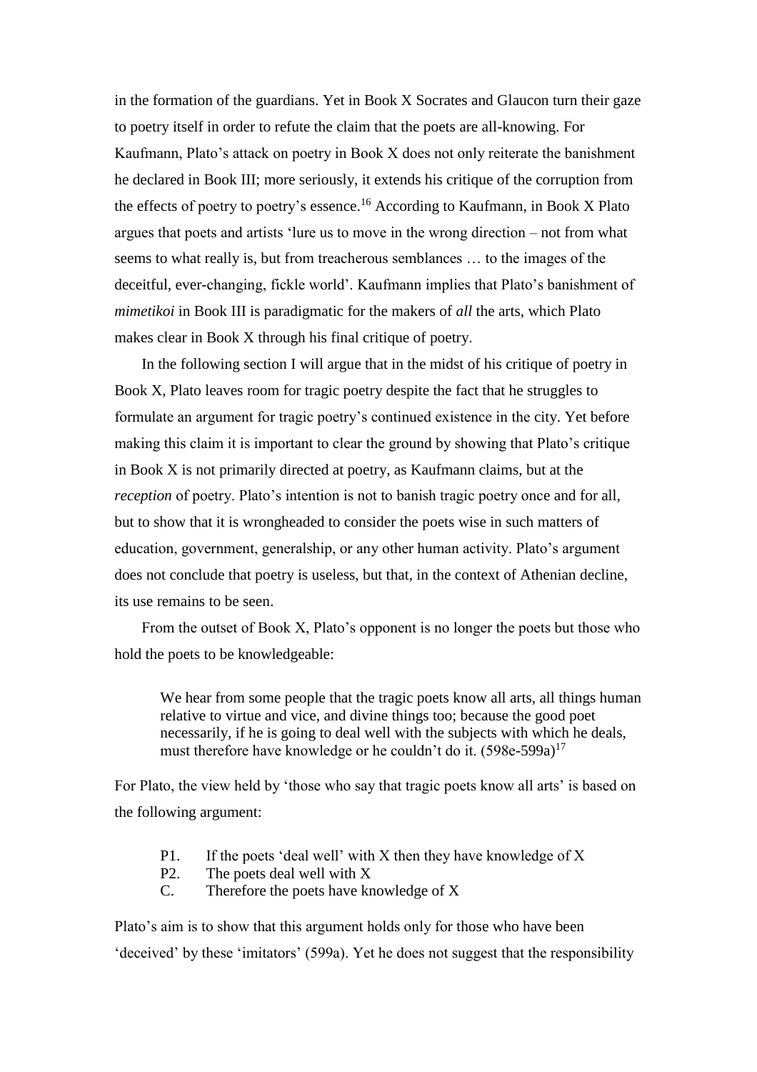in the formation of the guardians. Yet in Book X Socrates and Glaucon turn their gaze to poetry itself in order to refute the claim that the poets are all-knowing. For Kaufmann, Plato's attack on poetry in Book X does not only reiterate the banishment he declared in Book III; more seriously, it extends his critique of the corruption from the effects of poetry to poetry's essence.[16] According to Kaufmann, in Book X Plato argues that poets and artists 'lure us to move in the wrong direction – not from what seems to what really is, but from treacherous semblances … to the images of the deceitful, ever-changing, fickle world'. Kaufmann implies that Plato's banishment of *mimetikoi* in Book III is paradigmatic for the makers of *all* the arts, which Plato makes clear in Book X through his final critique of poetry.

In the following section I will argue that in the midst of his critique of poetry in Book X, Plato leaves room for tragic poetry despite the fact that he struggles to formulate an argument for tragic poetry's continued existence in the city. Yet before making this claim it is important to clear the ground by showing that Plato's critique in Book X is not primarily directed at poetry, as Kaufmann claims, but at the *reception* of poetry. Plato's intention is not to banish tragic poetry once and for all, but to show that it is wrongheaded to consider the poets wise in such matters of education, government, generalship, or any other human activity. Plato's argument does not conclude that poetry is useless, but that, in the context of Athenian decline, its use remains to be seen.

From the outset of Book X, Plato's opponent is no longer the poets but those who hold the poets to be knowledgeable:

> We hear from some people that the tragic poets know all arts, all things human relative to virtue and vice, and divine things too; because the good poet necessarily, if he is going to deal well with the subjects with which he deals, must therefore have knowledge or he couldn't do it. (598e-599a)[17]

For Plato, the view held by 'those who say that tragic poets know all arts' is based on the following argument:

P1. If the poets 'deal well' with X then they have knowledge of X
P2. The poets deal well with X
C. Therefore the poets have knowledge of X

Plato's aim is to show that this argument holds only for those who have been 'deceived' by these 'imitators' (599a). Yet he does not suggest that the responsibility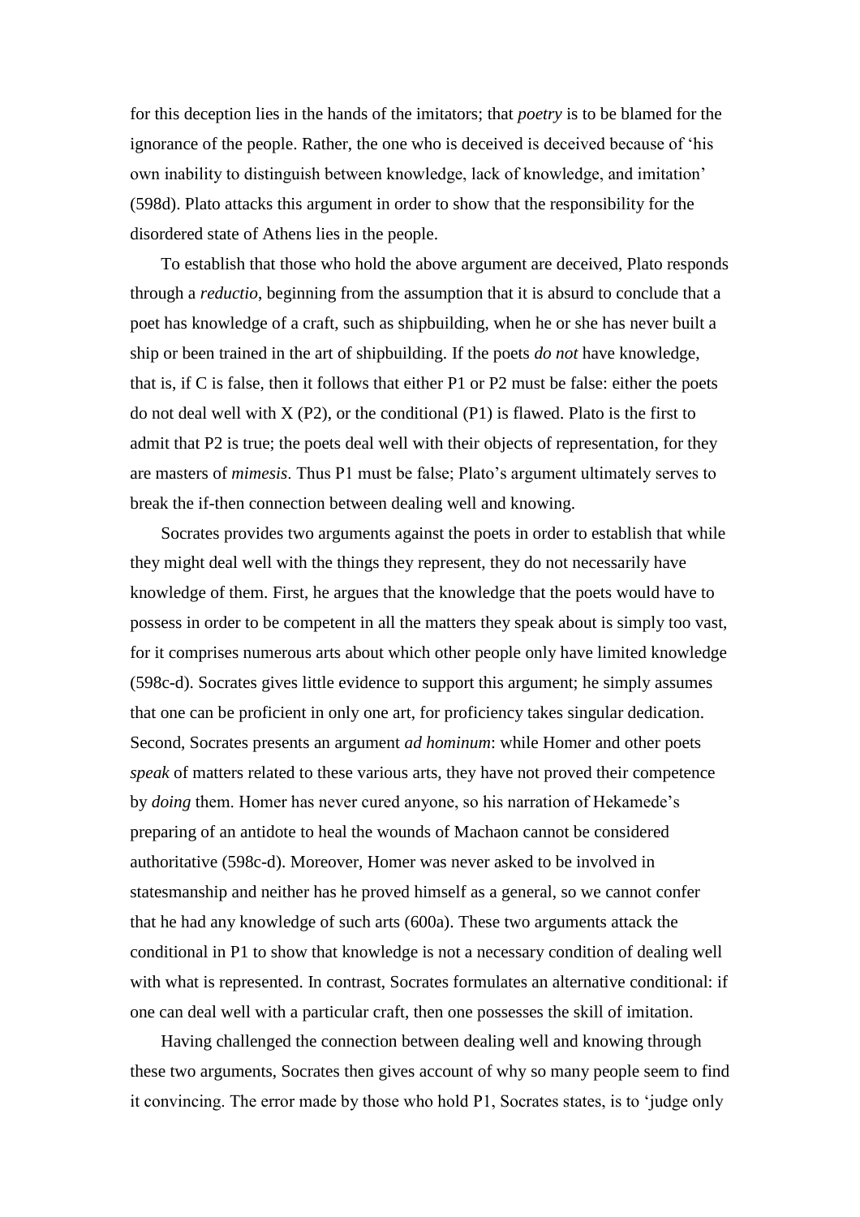for this deception lies in the hands of the imitators; that *poetry* is to be blamed for the ignorance of the people. Rather, the one who is deceived is deceived because of 'his own inability to distinguish between knowledge, lack of knowledge, and imitation' (598d). Plato attacks this argument in order to show that the responsibility for the disordered state of Athens lies in the people.

To establish that those who hold the above argument are deceived, Plato responds through a *reductio*, beginning from the assumption that it is absurd to conclude that a poet has knowledge of a craft, such as shipbuilding, when he or she has never built a ship or been trained in the art of shipbuilding. If the poets *do not* have knowledge, that is, if C is false, then it follows that either P1 or P2 must be false: either the poets do not deal well with X (P2), or the conditional (P1) is flawed. Plato is the first to admit that P2 is true; the poets deal well with their objects of representation, for they are masters of *mimesis*. Thus P1 must be false; Plato's argument ultimately serves to break the if-then connection between dealing well and knowing.

Socrates provides two arguments against the poets in order to establish that while they might deal well with the things they represent, they do not necessarily have knowledge of them. First, he argues that the knowledge that the poets would have to possess in order to be competent in all the matters they speak about is simply too vast, for it comprises numerous arts about which other people only have limited knowledge (598c-d). Socrates gives little evidence to support this argument; he simply assumes that one can be proficient in only one art, for proficiency takes singular dedication. Second, Socrates presents an argument *ad hominum*: while Homer and other poets *speak* of matters related to these various arts, they have not proved their competence by *doing* them. Homer has never cured anyone, so his narration of Hekamede's preparing of an antidote to heal the wounds of Machaon cannot be considered authoritative (598c-d). Moreover, Homer was never asked to be involved in statesmanship and neither has he proved himself as a general, so we cannot confer that he had any knowledge of such arts (600a). These two arguments attack the conditional in P1 to show that knowledge is not a necessary condition of dealing well with what is represented. In contrast, Socrates formulates an alternative conditional: if one can deal well with a particular craft, then one possesses the skill of imitation.

Having challenged the connection between dealing well and knowing through these two arguments, Socrates then gives account of why so many people seem to find it convincing. The error made by those who hold P1, Socrates states, is to 'judge only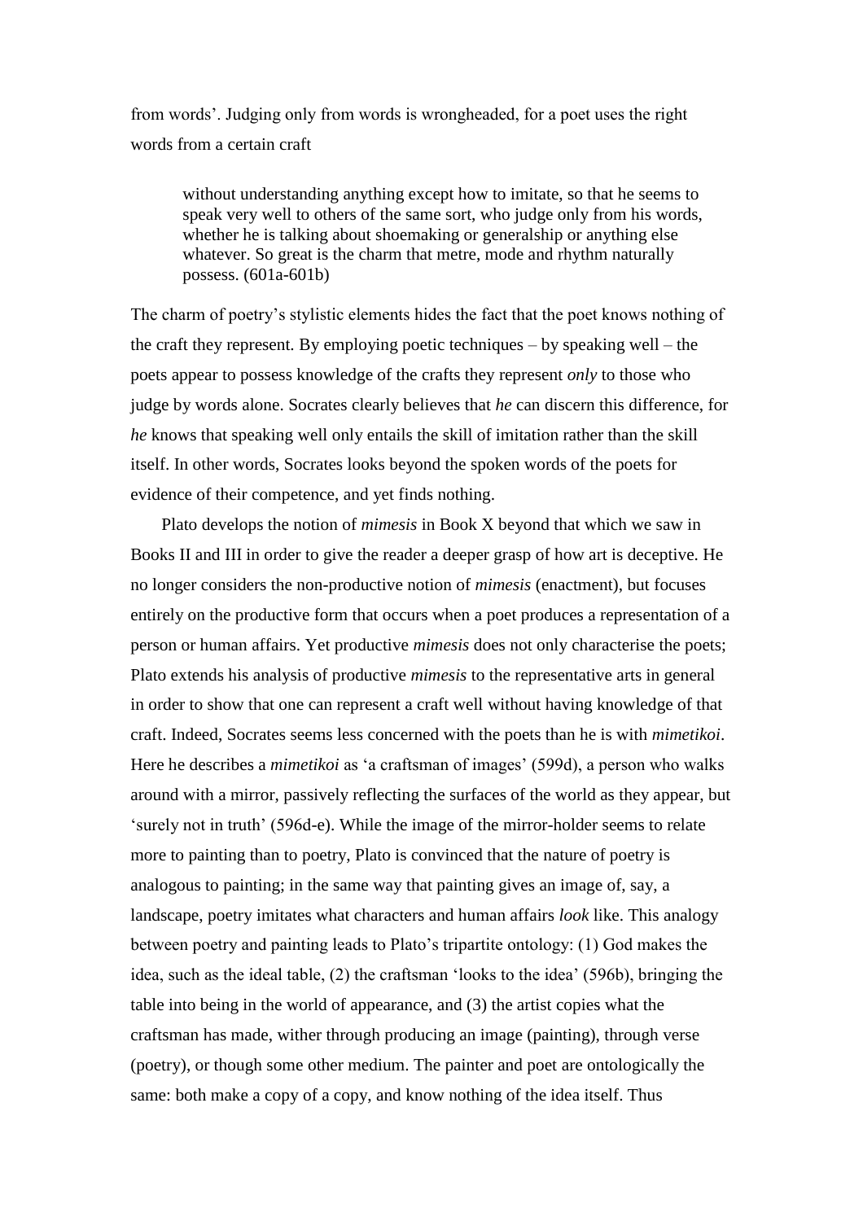from words'. Judging only from words is wrongheaded, for a poet uses the right words from a certain craft

> without understanding anything except how to imitate, so that he seems to speak very well to others of the same sort, who judge only from his words, whether he is talking about shoemaking or generalship or anything else whatever. So great is the charm that metre, mode and rhythm naturally possess. (601a-601b)

The charm of poetry's stylistic elements hides the fact that the poet knows nothing of the craft they represent. By employing poetic techniques – by speaking well – the poets appear to possess knowledge of the crafts they represent *only* to those who judge by words alone. Socrates clearly believes that *he* can discern this difference, for *he* knows that speaking well only entails the skill of imitation rather than the skill itself. In other words, Socrates looks beyond the spoken words of the poets for evidence of their competence, and yet finds nothing.

Plato develops the notion of *mimesis* in Book X beyond that which we saw in Books II and III in order to give the reader a deeper grasp of how art is deceptive. He no longer considers the non-productive notion of *mimesis* (enactment), but focuses entirely on the productive form that occurs when a poet produces a representation of a person or human affairs. Yet productive *mimesis* does not only characterise the poets; Plato extends his analysis of productive *mimesis* to the representative arts in general in order to show that one can represent a craft well without having knowledge of that craft. Indeed, Socrates seems less concerned with the poets than he is with *mimetikoi*. Here he describes a *mimetikoi* as 'a craftsman of images' (599d), a person who walks around with a mirror, passively reflecting the surfaces of the world as they appear, but 'surely not in truth' (596d-e). While the image of the mirror-holder seems to relate more to painting than to poetry, Plato is convinced that the nature of poetry is analogous to painting; in the same way that painting gives an image of, say, a landscape, poetry imitates what characters and human affairs *look* like. This analogy between poetry and painting leads to Plato's tripartite ontology: (1) God makes the idea, such as the ideal table, (2) the craftsman 'looks to the idea' (596b), bringing the table into being in the world of appearance, and (3) the artist copies what the craftsman has made, wither through producing an image (painting), through verse (poetry), or though some other medium. The painter and poet are ontologically the same: both make a copy of a copy, and know nothing of the idea itself. Thus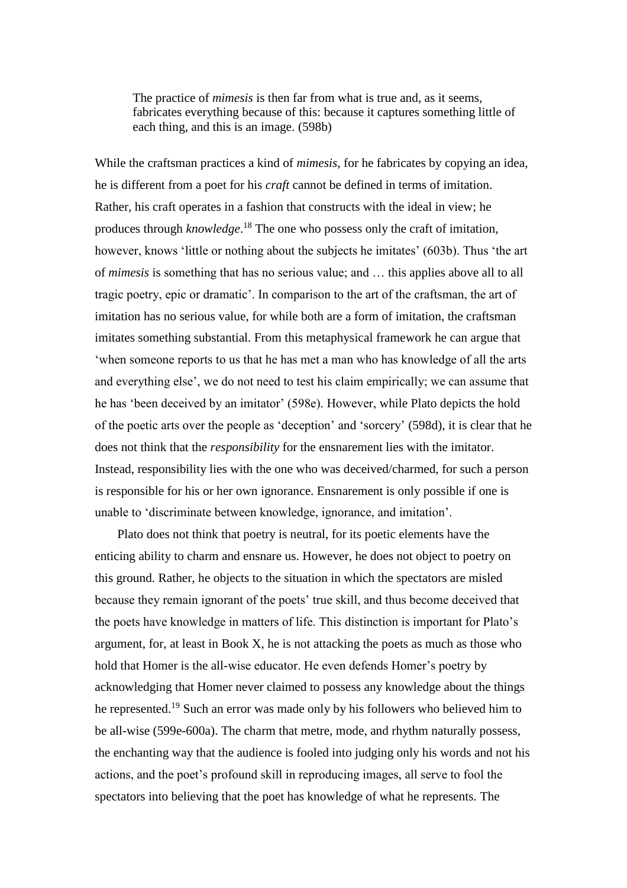> The practice of *mimesis* is then far from what is true and, as it seems, fabricates everything because of this: because it captures something little of each thing, and this is an image. (598b)

While the craftsman practices a kind of *mimesis*, for he fabricates by copying an idea, he is different from a poet for his *craft* cannot be defined in terms of imitation. Rather, his craft operates in a fashion that constructs with the ideal in view; he produces through *knowledge*.[18] The one who possess only the craft of imitation, however, knows 'little or nothing about the subjects he imitates' (603b). Thus 'the art of *mimesis* is something that has no serious value; and … this applies above all to all tragic poetry, epic or dramatic'. In comparison to the art of the craftsman, the art of imitation has no serious value, for while both are a form of imitation, the craftsman imitates something substantial. From this metaphysical framework he can argue that 'when someone reports to us that he has met a man who has knowledge of all the arts and everything else', we do not need to test his claim empirically; we can assume that he has 'been deceived by an imitator' (598e). However, while Plato depicts the hold of the poetic arts over the people as 'deception' and 'sorcery' (598d), it is clear that he does not think that the *responsibility* for the ensnarement lies with the imitator. Instead, responsibility lies with the one who was deceived/charmed, for such a person is responsible for his or her own ignorance. Ensnarement is only possible if one is unable to 'discriminate between knowledge, ignorance, and imitation'.

Plato does not think that poetry is neutral, for its poetic elements have the enticing ability to charm and ensnare us. However, he does not object to poetry on this ground. Rather, he objects to the situation in which the spectators are misled because they remain ignorant of the poets' true skill, and thus become deceived that the poets have knowledge in matters of life. This distinction is important for Plato's argument, for, at least in Book X, he is not attacking the poets as much as those who hold that Homer is the all-wise educator. He even defends Homer's poetry by acknowledging that Homer never claimed to possess any knowledge about the things he represented.[19] Such an error was made only by his followers who believed him to be all-wise (599e-600a). The charm that metre, mode, and rhythm naturally possess, the enchanting way that the audience is fooled into judging only his words and not his actions, and the poet's profound skill in reproducing images, all serve to fool the spectators into believing that the poet has knowledge of what he represents. The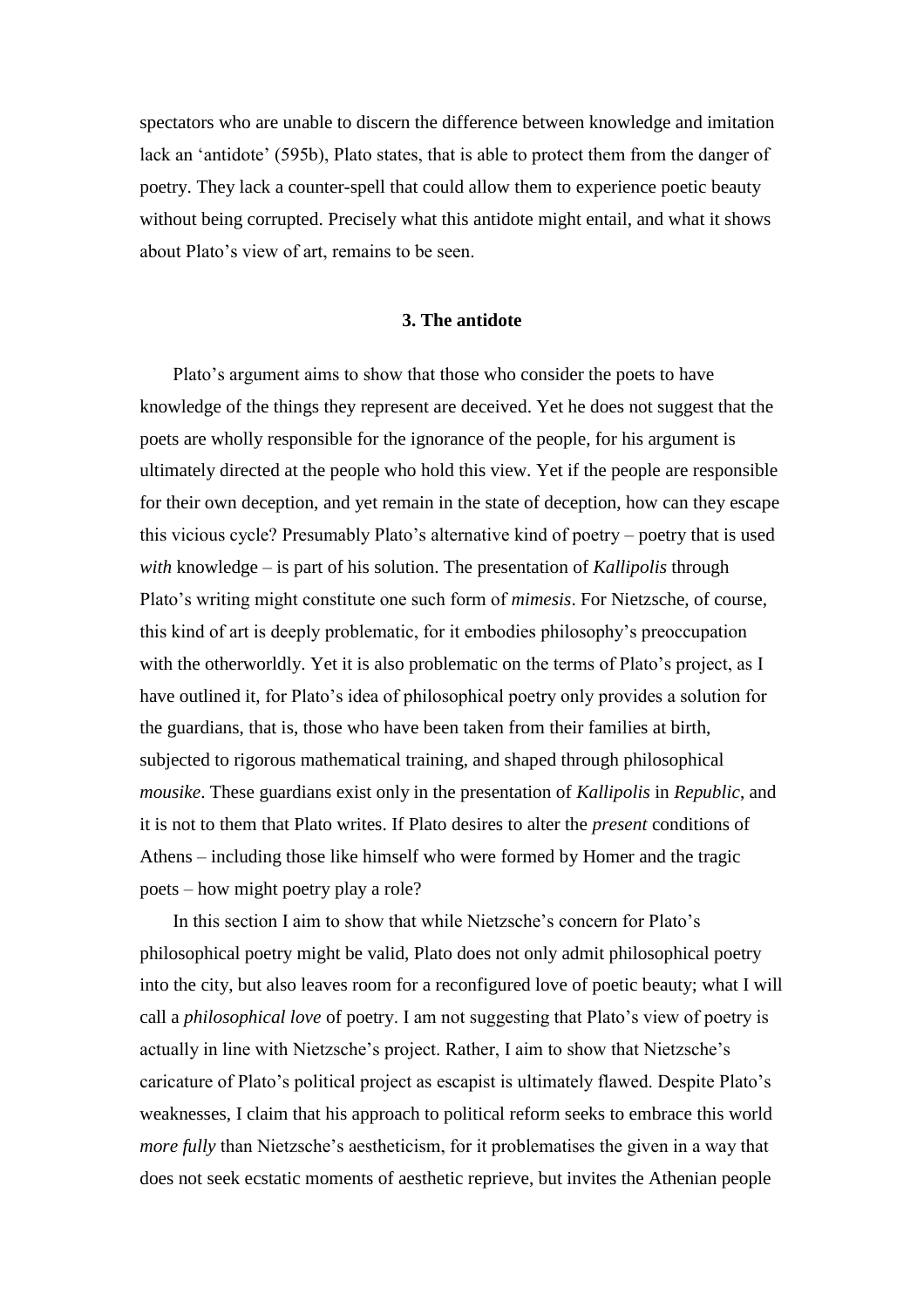spectators who are unable to discern the difference between knowledge and imitation lack an 'antidote' (595b), Plato states, that is able to protect them from the danger of poetry. They lack a counter-spell that could allow them to experience poetic beauty without being corrupted. Precisely what this antidote might entail, and what it shows about Plato's view of art, remains to be seen.

### 3. The antidote

Plato's argument aims to show that those who consider the poets to have knowledge of the things they represent are deceived. Yet he does not suggest that the poets are wholly responsible for the ignorance of the people, for his argument is ultimately directed at the people who hold this view. Yet if the people are responsible for their own deception, and yet remain in the state of deception, how can they escape this vicious cycle? Presumably Plato's alternative kind of poetry – poetry that is used *with* knowledge – is part of his solution. The presentation of *Kallipolis* through Plato's writing might constitute one such form of *mimesis*. For Nietzsche, of course, this kind of art is deeply problematic, for it embodies philosophy's preoccupation with the otherworldly. Yet it is also problematic on the terms of Plato's project, as I have outlined it, for Plato's idea of philosophical poetry only provides a solution for the guardians, that is, those who have been taken from their families at birth, subjected to rigorous mathematical training, and shaped through philosophical *mousike*. These guardians exist only in the presentation of *Kallipolis* in *Republic*, and it is not to them that Plato writes. If Plato desires to alter the *present* conditions of Athens – including those like himself who were formed by Homer and the tragic poets – how might poetry play a role?

In this section I aim to show that while Nietzsche's concern for Plato's philosophical poetry might be valid, Plato does not only admit philosophical poetry into the city, but also leaves room for a reconfigured love of poetic beauty; what I will call a *philosophical love* of poetry. I am not suggesting that Plato's view of poetry is actually in line with Nietzsche's project. Rather, I aim to show that Nietzsche's caricature of Plato's political project as escapist is ultimately flawed. Despite Plato's weaknesses, I claim that his approach to political reform seeks to embrace this world *more fully* than Nietzsche's aestheticism, for it problematises the given in a way that does not seek ecstatic moments of aesthetic reprieve, but invites the Athenian people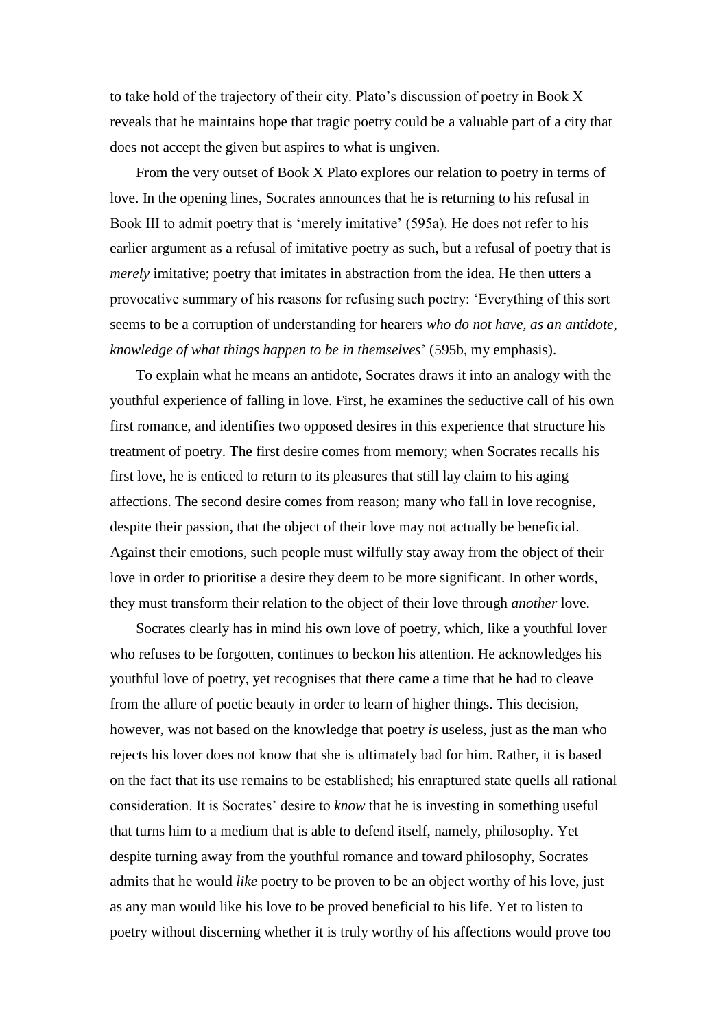to take hold of the trajectory of their city. Plato's discussion of poetry in Book X reveals that he maintains hope that tragic poetry could be a valuable part of a city that does not accept the given but aspires to what is ungiven.

From the very outset of Book X Plato explores our relation to poetry in terms of love. In the opening lines, Socrates announces that he is returning to his refusal in Book III to admit poetry that is 'merely imitative' (595a). He does not refer to his earlier argument as a refusal of imitative poetry as such, but a refusal of poetry that is *merely* imitative; poetry that imitates in abstraction from the idea. He then utters a provocative summary of his reasons for refusing such poetry: 'Everything of this sort seems to be a corruption of understanding for hearers *who do not have, as an antidote, knowledge of what things happen to be in themselves*' (595b, my emphasis).

To explain what he means an antidote, Socrates draws it into an analogy with the youthful experience of falling in love. First, he examines the seductive call of his own first romance, and identifies two opposed desires in this experience that structure his treatment of poetry. The first desire comes from memory; when Socrates recalls his first love, he is enticed to return to its pleasures that still lay claim to his aging affections. The second desire comes from reason; many who fall in love recognise, despite their passion, that the object of their love may not actually be beneficial. Against their emotions, such people must wilfully stay away from the object of their love in order to prioritise a desire they deem to be more significant. In other words, they must transform their relation to the object of their love through *another* love.

Socrates clearly has in mind his own love of poetry, which, like a youthful lover who refuses to be forgotten, continues to beckon his attention. He acknowledges his youthful love of poetry, yet recognises that there came a time that he had to cleave from the allure of poetic beauty in order to learn of higher things. This decision, however, was not based on the knowledge that poetry *is* useless, just as the man who rejects his lover does not know that she is ultimately bad for him. Rather, it is based on the fact that its use remains to be established; his enraptured state quells all rational consideration. It is Socrates' desire to *know* that he is investing in something useful that turns him to a medium that is able to defend itself, namely, philosophy. Yet despite turning away from the youthful romance and toward philosophy, Socrates admits that he would *like* poetry to be proven to be an object worthy of his love, just as any man would like his love to be proved beneficial to his life. Yet to listen to poetry without discerning whether it is truly worthy of his affections would prove too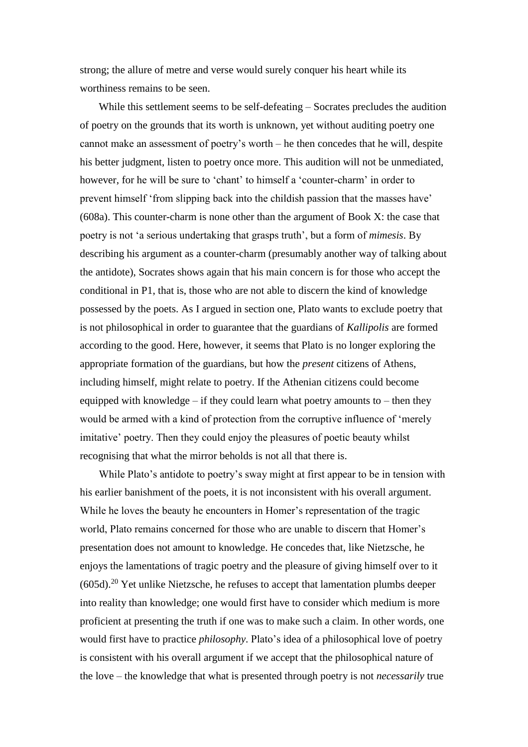strong; the allure of metre and verse would surely conquer his heart while its worthiness remains to be seen.

While this settlement seems to be self-defeating – Socrates precludes the audition of poetry on the grounds that its worth is unknown, yet without auditing poetry one cannot make an assessment of poetry's worth – he then concedes that he will, despite his better judgment, listen to poetry once more. This audition will not be unmediated, however, for he will be sure to 'chant' to himself a 'counter-charm' in order to prevent himself 'from slipping back into the childish passion that the masses have' (608a). This counter-charm is none other than the argument of Book X: the case that poetry is not 'a serious undertaking that grasps truth', but a form of *mimesis*. By describing his argument as a counter-charm (presumably another way of talking about the antidote), Socrates shows again that his main concern is for those who accept the conditional in P1, that is, those who are not able to discern the kind of knowledge possessed by the poets. As I argued in section one, Plato wants to exclude poetry that is not philosophical in order to guarantee that the guardians of *Kallipolis* are formed according to the good. Here, however, it seems that Plato is no longer exploring the appropriate formation of the guardians, but how the *present* citizens of Athens, including himself, might relate to poetry. If the Athenian citizens could become equipped with knowledge – if they could learn what poetry amounts to – then they would be armed with a kind of protection from the corruptive influence of 'merely imitative' poetry. Then they could enjoy the pleasures of poetic beauty whilst recognising that what the mirror beholds is not all that there is.

While Plato's antidote to poetry's sway might at first appear to be in tension with his earlier banishment of the poets, it is not inconsistent with his overall argument. While he loves the beauty he encounters in Homer's representation of the tragic world, Plato remains concerned for those who are unable to discern that Homer's presentation does not amount to knowledge. He concedes that, like Nietzsche, he enjoys the lamentations of tragic poetry and the pleasure of giving himself over to it (605d).[20] Yet unlike Nietzsche, he refuses to accept that lamentation plumbs deeper into reality than knowledge; one would first have to consider which medium is more proficient at presenting the truth if one was to make such a claim. In other words, one would first have to practice *philosophy*. Plato's idea of a philosophical love of poetry is consistent with his overall argument if we accept that the philosophical nature of the love – the knowledge that what is presented through poetry is not *necessarily* true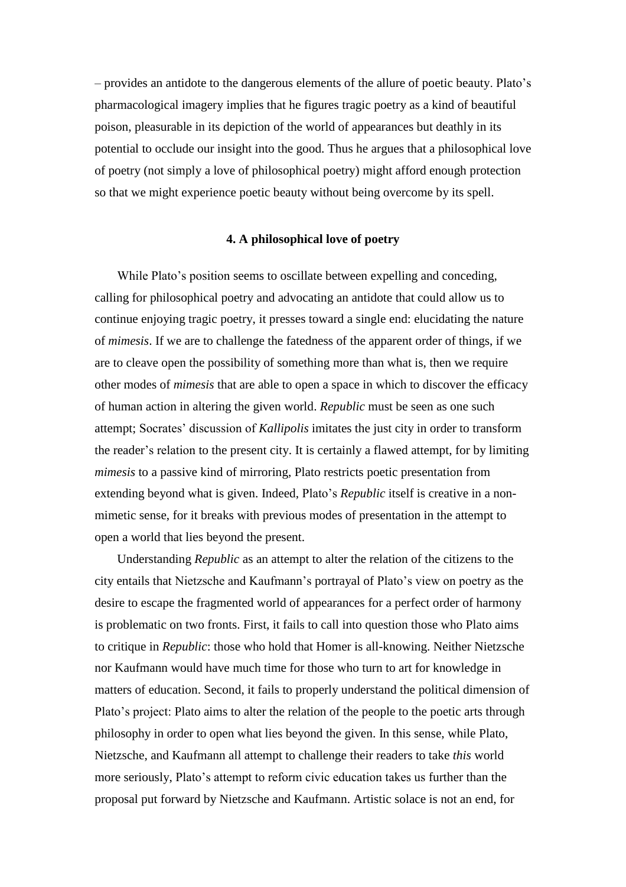– provides an antidote to the dangerous elements of the allure of poetic beauty. Plato's pharmacological imagery implies that he figures tragic poetry as a kind of beautiful poison, pleasurable in its depiction of the world of appearances but deathly in its potential to occlude our insight into the good. Thus he argues that a philosophical love of poetry (not simply a love of philosophical poetry) might afford enough protection so that we might experience poetic beauty without being overcome by its spell.

## 4. A philosophical love of poetry

While Plato's position seems to oscillate between expelling and conceding, calling for philosophical poetry and advocating an antidote that could allow us to continue enjoying tragic poetry, it presses toward a single end: elucidating the nature of *mimesis*. If we are to challenge the fatedness of the apparent order of things, if we are to cleave open the possibility of something more than what is, then we require other modes of *mimesis* that are able to open a space in which to discover the efficacy of human action in altering the given world. *Republic* must be seen as one such attempt; Socrates' discussion of *Kallipolis* imitates the just city in order to transform the reader's relation to the present city. It is certainly a flawed attempt, for by limiting *mimesis* to a passive kind of mirroring, Plato restricts poetic presentation from extending beyond what is given. Indeed, Plato's *Republic* itself is creative in a non-mimetic sense, for it breaks with previous modes of presentation in the attempt to open a world that lies beyond the present.

Understanding *Republic* as an attempt to alter the relation of the citizens to the city entails that Nietzsche and Kaufmann's portrayal of Plato's view on poetry as the desire to escape the fragmented world of appearances for a perfect order of harmony is problematic on two fronts. First, it fails to call into question those who Plato aims to critique in *Republic*: those who hold that Homer is all-knowing. Neither Nietzsche nor Kaufmann would have much time for those who turn to art for knowledge in matters of education. Second, it fails to properly understand the political dimension of Plato's project: Plato aims to alter the relation of the people to the poetic arts through philosophy in order to open what lies beyond the given. In this sense, while Plato, Nietzsche, and Kaufmann all attempt to challenge their readers to take *this* world more seriously, Plato's attempt to reform civic education takes us further than the proposal put forward by Nietzsche and Kaufmann. Artistic solace is not an end, for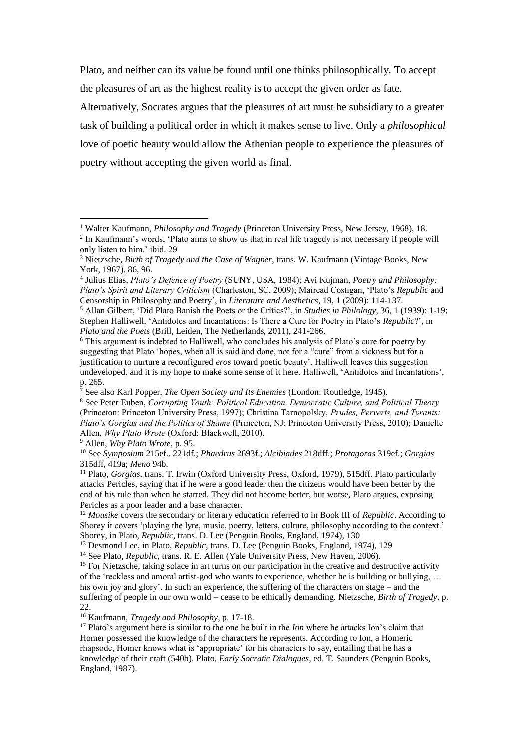Plato, and neither can its value be found until one thinks philosophically. To accept the pleasures of art as the highest reality is to accept the given order as fate. Alternatively, Socrates argues that the pleasures of art must be subsidiary to a greater task of building a political order in which it makes sense to live. Only a *philosophical* love of poetic beauty would allow the Athenian people to experience the pleasures of poetry without accepting the given world as final.

---

[1] Walter Kaufmann, *Philosophy and Tragedy* (Princeton University Press, New Jersey, 1968), 18.

[2] In Kaufmann's words, 'Plato aims to show us that in real life tragedy is not necessary if people will only listen to him.' ibid. 29

[3] Nietzsche, *Birth of Tragedy and the Case of Wagner*, trans. W. Kaufmann (Vintage Books, New York, 1967), 86, 96.

[4] Julius Elias, *Plato's Defence of Poetry* (SUNY, USA, 1984); Avi Kujman, *Poetry and Philosophy: Plato's Spirit and Literary Criticism* (Charleston, SC, 2009); Mairead Costigan, 'Plato's *Republic* and Censorship in Philosophy and Poetry', in *Literature and Aesthetics*, 19, 1 (2009): 114-137.

[5] Allan Gilbert, 'Did Plato Banish the Poets or the Critics?', in *Studies in Philology*, 36, 1 (1939): 1-19; Stephen Halliwell, 'Antidotes and Incantations: Is There a Cure for Poetry in Plato's *Republic*?', in *Plato and the Poets* (Brill, Leiden, The Netherlands, 2011), 241-266.

[6] This argument is indebted to Halliwell, who concludes his analysis of Plato's cure for poetry by suggesting that Plato 'hopes, when all is said and done, not for a "cure" from a sickness but for a justification to nurture a reconfigured *eros* toward poetic beauty'. Halliwell leaves this suggestion undeveloped, and it is my hope to make some sense of it here. Halliwell, 'Antidotes and Incantations', p. 265.

[7] See also Karl Popper, *The Open Society and Its Enemies* (London: Routledge, 1945).

[8] See Peter Euben, *Corrupting Youth: Political Education, Democratic Culture, and Political Theory* (Princeton: Princeton University Press, 1997); Christina Tarnopolsky, *Prudes, Perverts, and Tyrants: Plato's Gorgias and the Politics of Shame* (Princeton, NJ: Princeton University Press, 2010); Danielle Allen, *Why Plato Wrote* (Oxford: Blackwell, 2010).

[9] Allen, *Why Plato Wrote*, p. 95.

[10] See *Symposium* 215ef., 221df.; *Phaedrus* 2693f.; *Alcibiades* 218dff.; *Protagoras* 319ef.; *Gorgias* 315dff, 419a; *Meno* 94b.

[11] Plato, *Gorgias*, trans. T. Irwin (Oxford University Press, Oxford, 1979), 515dff. Plato particularly attacks Pericles, saying that if he were a good leader then the citizens would have been better by the end of his rule than when he started. They did not become better, but worse, Plato argues, exposing Pericles as a poor leader and a base character.

[12] *Mousike* covers the secondary or literary education referred to in Book III of *Republic*. According to Shorey it covers 'playing the lyre, music, poetry, letters, culture, philosophy according to the context.' Shorey, in Plato, *Republic*, trans. D. Lee (Penguin Books, England, 1974), 130

[13] Desmond Lee, in Plato, *Republic*, trans. D. Lee (Penguin Books, England, 1974), 129

[14] See Plato, *Republic*, trans. R. E. Allen (Yale University Press, New Haven, 2006).

[15] For Nietzsche, taking solace in art turns on our participation in the creative and destructive activity of the 'reckless and amoral artist-god who wants to experience, whether he is building or bullying, … his own joy and glory'. In such an experience, the suffering of the characters on stage – and the suffering of people in our own world – cease to be ethically demanding. Nietzsche, *Birth of Tragedy*, p. 22.

[16] Kaufmann, *Tragedy and Philosophy*, p. 17-18.

[17] Plato's argument here is similar to the one he built in the *Ion* where he attacks Ion's claim that Homer possessed the knowledge of the characters he represents. According to Ion, a Homeric rhapsode, Homer knows what is 'appropriate' for his characters to say, entailing that he has a knowledge of their craft (540b). Plato, *Early Socratic Dialogues*, ed. T. Saunders (Penguin Books, England, 1987).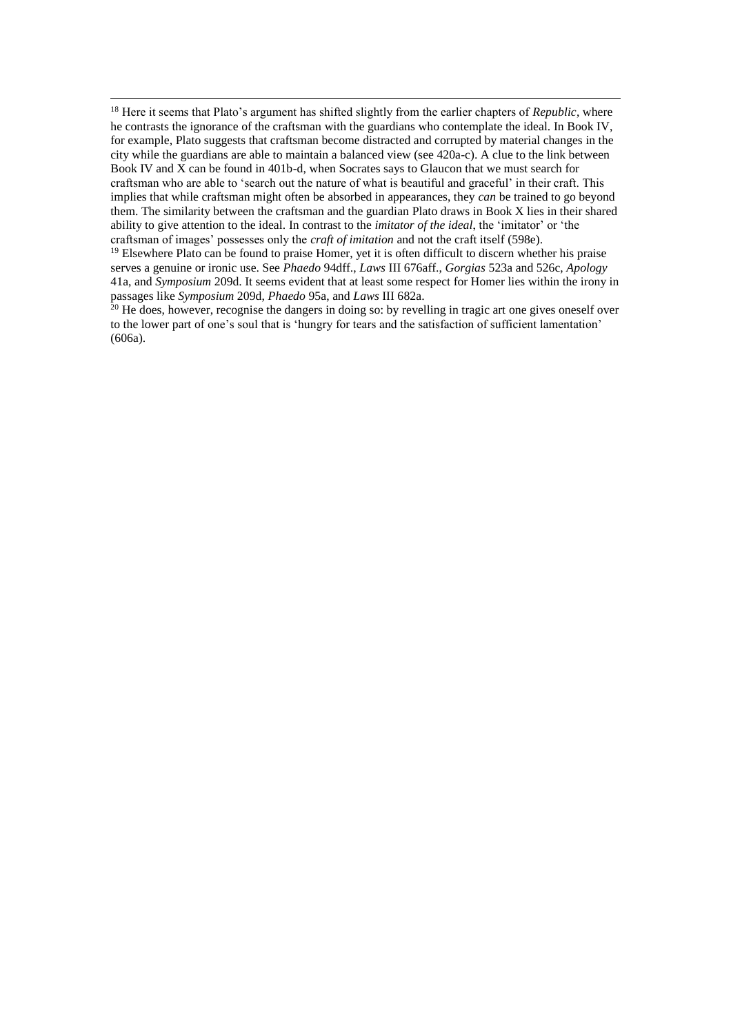[18] Here it seems that Plato's argument has shifted slightly from the earlier chapters of *Republic*, where he contrasts the ignorance of the craftsman with the guardians who contemplate the ideal. In Book IV, for example, Plato suggests that craftsman become distracted and corrupted by material changes in the city while the guardians are able to maintain a balanced view (see 420a-c). A clue to the link between Book IV and X can be found in 401b-d, when Socrates says to Glaucon that we must search for craftsman who are able to 'search out the nature of what is beautiful and graceful' in their craft. This implies that while craftsman might often be absorbed in appearances, they *can* be trained to go beyond them. The similarity between the craftsman and the guardian Plato draws in Book X lies in their shared ability to give attention to the ideal. In contrast to the *imitator of the ideal*, the 'imitator' or 'the craftsman of images' possesses only the *craft of imitation* and not the craft itself (598e).

[19] Elsewhere Plato can be found to praise Homer, yet it is often difficult to discern whether his praise serves a genuine or ironic use. See *Phaedo* 94dff., *Laws* III 676aff., *Gorgias* 523a and 526c, *Apology* 41a, and *Symposium* 209d. It seems evident that at least some respect for Homer lies within the irony in passages like *Symposium* 209d, *Phaedo* 95a, and *Laws* III 682a.

[20] He does, however, recognise the dangers in doing so: by revelling in tragic art one gives oneself over to the lower part of one's soul that is 'hungry for tears and the satisfaction of sufficient lamentation' (606a).